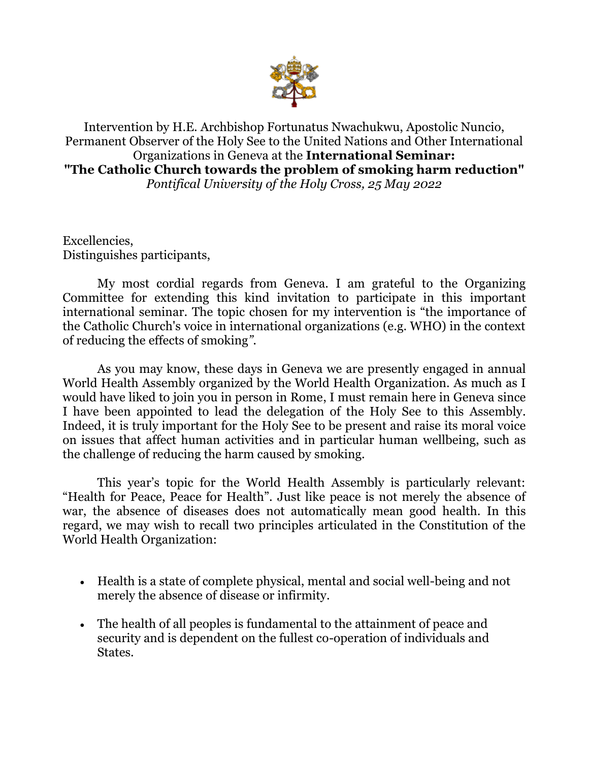Intervention by H.E. Archbishop Fortunatus Nwachukwu, Apostolic Nuncio, Permanent Observer of the Holy See to the United Nations and Other International Organizations in Geneva at the **International Seminar: "The Catholic Church towards the problem of smoking harm reduction"**
*Pontifical University of the Holy Cross, 25 May 2022*

Excellencies,
Distinguishes participants,

My most cordial regards from Geneva. I am grateful to the Organizing Committee for extending this kind invitation to participate in this important international seminar. The topic chosen for my intervention is "the importance of the Catholic Church's voice in international organizations (e.g. WHO) in the context of reducing the effects of smoking*"*.

As you may know, these days in Geneva we are presently engaged in annual World Health Assembly organized by the World Health Organization. As much as I would have liked to join you in person in Rome, I must remain here in Geneva since I have been appointed to lead the delegation of the Holy See to this Assembly. Indeed, it is truly important for the Holy See to be present and raise its moral voice on issues that affect human activities and in particular human wellbeing, such as the challenge of reducing the harm caused by smoking.

This year's topic for the World Health Assembly is particularly relevant: "Health for Peace, Peace for Health". Just like peace is not merely the absence of war, the absence of diseases does not automatically mean good health. In this regard, we may wish to recall two principles articulated in the Constitution of the World Health Organization:

- Health is a state of complete physical, mental and social well-being and not merely the absence of disease or infirmity.
- The health of all peoples is fundamental to the attainment of peace and security and is dependent on the fullest co-operation of individuals and States.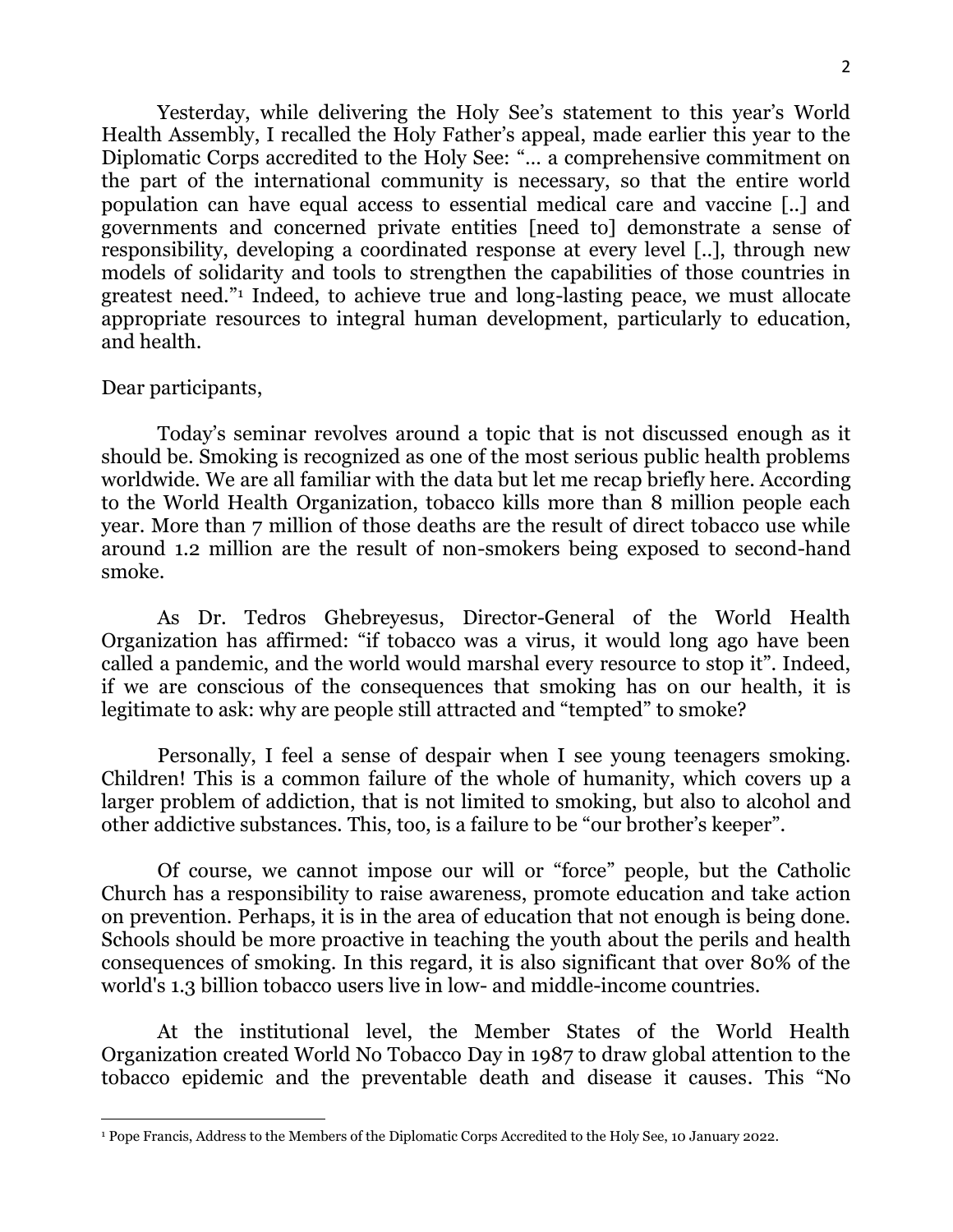Yesterday, while delivering the Holy See's statement to this year's World Health Assembly, I recalled the Holy Father's appeal, made earlier this year to the Diplomatic Corps accredited to the Holy See: "... a comprehensive commitment on the part of the international community is necessary, so that the entire world population can have equal access to essential medical care and vaccine [..] and governments and concerned private entities [need to] demonstrate a sense of responsibility, developing a coordinated response at every level [..], through new models of solidarity and tools to strengthen the capabilities of those countries in greatest need."[1] Indeed, to achieve true and long-lasting peace, we must allocate appropriate resources to integral human development, particularly to education, and health.

Dear participants,

Today's seminar revolves around a topic that is not discussed enough as it should be. Smoking is recognized as one of the most serious public health problems worldwide. We are all familiar with the data but let me recap briefly here. According to the World Health Organization, tobacco kills more than 8 million people each year. More than 7 million of those deaths are the result of direct tobacco use while around 1.2 million are the result of non-smokers being exposed to second-hand smoke.

As Dr. Tedros Ghebreyesus, Director-General of the World Health Organization has affirmed: "if tobacco was a virus, it would long ago have been called a pandemic, and the world would marshal every resource to stop it". Indeed, if we are conscious of the consequences that smoking has on our health, it is legitimate to ask: why are people still attracted and "tempted" to smoke?

Personally, I feel a sense of despair when I see young teenagers smoking. Children! This is a common failure of the whole of humanity, which covers up a larger problem of addiction, that is not limited to smoking, but also to alcohol and other addictive substances. This, too, is a failure to be "our brother's keeper".

Of course, we cannot impose our will or "force" people, but the Catholic Church has a responsibility to raise awareness, promote education and take action on prevention. Perhaps, it is in the area of education that not enough is being done. Schools should be more proactive in teaching the youth about the perils and health consequences of smoking. In this regard, it is also significant that over 80% of the world's 1.3 billion tobacco users live in low- and middle-income countries.

At the institutional level, the Member States of the World Health Organization created World No Tobacco Day in 1987 to draw global attention to the tobacco epidemic and the preventable death and disease it causes. This "No

---

[1] Pope Francis, Address to the Members of the Diplomatic Corps Accredited to the Holy See, 10 January 2022.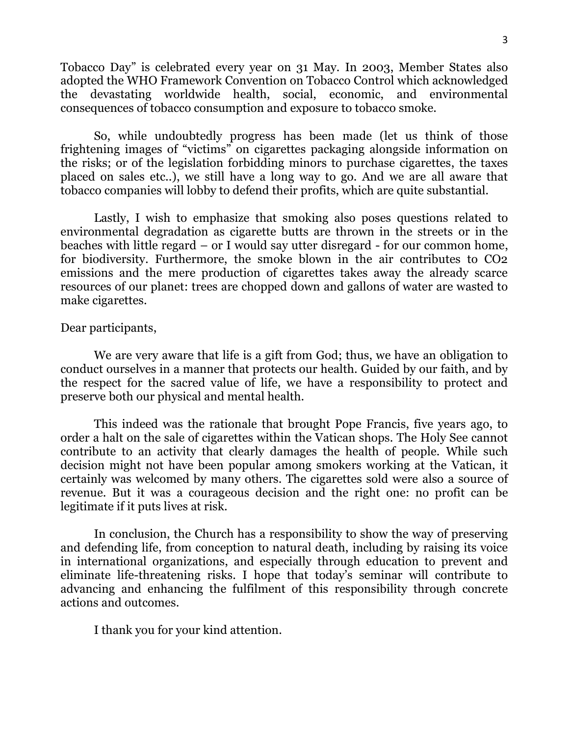Tobacco Day" is celebrated every year on 31 May. In 2003, Member States also adopted the WHO Framework Convention on Tobacco Control which acknowledged the devastating worldwide health, social, economic, and environmental consequences of tobacco consumption and exposure to tobacco smoke.

So, while undoubtedly progress has been made (let us think of those frightening images of "victims" on cigarettes packaging alongside information on the risks; or of the legislation forbidding minors to purchase cigarettes, the taxes placed on sales etc..), we still have a long way to go. And we are all aware that tobacco companies will lobby to defend their profits, which are quite substantial.

Lastly, I wish to emphasize that smoking also poses questions related to environmental degradation as cigarette butts are thrown in the streets or in the beaches with little regard – or I would say utter disregard - for our common home, for biodiversity. Furthermore, the smoke blown in the air contributes to $CO_2$ emissions and the mere production of cigarettes takes away the already scarce resources of our planet: trees are chopped down and gallons of water are wasted to make cigarettes.

Dear participants,

We are very aware that life is a gift from God; thus, we have an obligation to conduct ourselves in a manner that protects our health. Guided by our faith, and by the respect for the sacred value of life, we have a responsibility to protect and preserve both our physical and mental health.

This indeed was the rationale that brought Pope Francis, five years ago, to order a halt on the sale of cigarettes within the Vatican shops. The Holy See cannot contribute to an activity that clearly damages the health of people. While such decision might not have been popular among smokers working at the Vatican, it certainly was welcomed by many others. The cigarettes sold were also a source of revenue. But it was a courageous decision and the right one: no profit can be legitimate if it puts lives at risk.

In conclusion, the Church has a responsibility to show the way of preserving and defending life, from conception to natural death, including by raising its voice in international organizations, and especially through education to prevent and eliminate life-threatening risks. I hope that today's seminar will contribute to advancing and enhancing the fulfilment of this responsibility through concrete actions and outcomes.

I thank you for your kind attention.